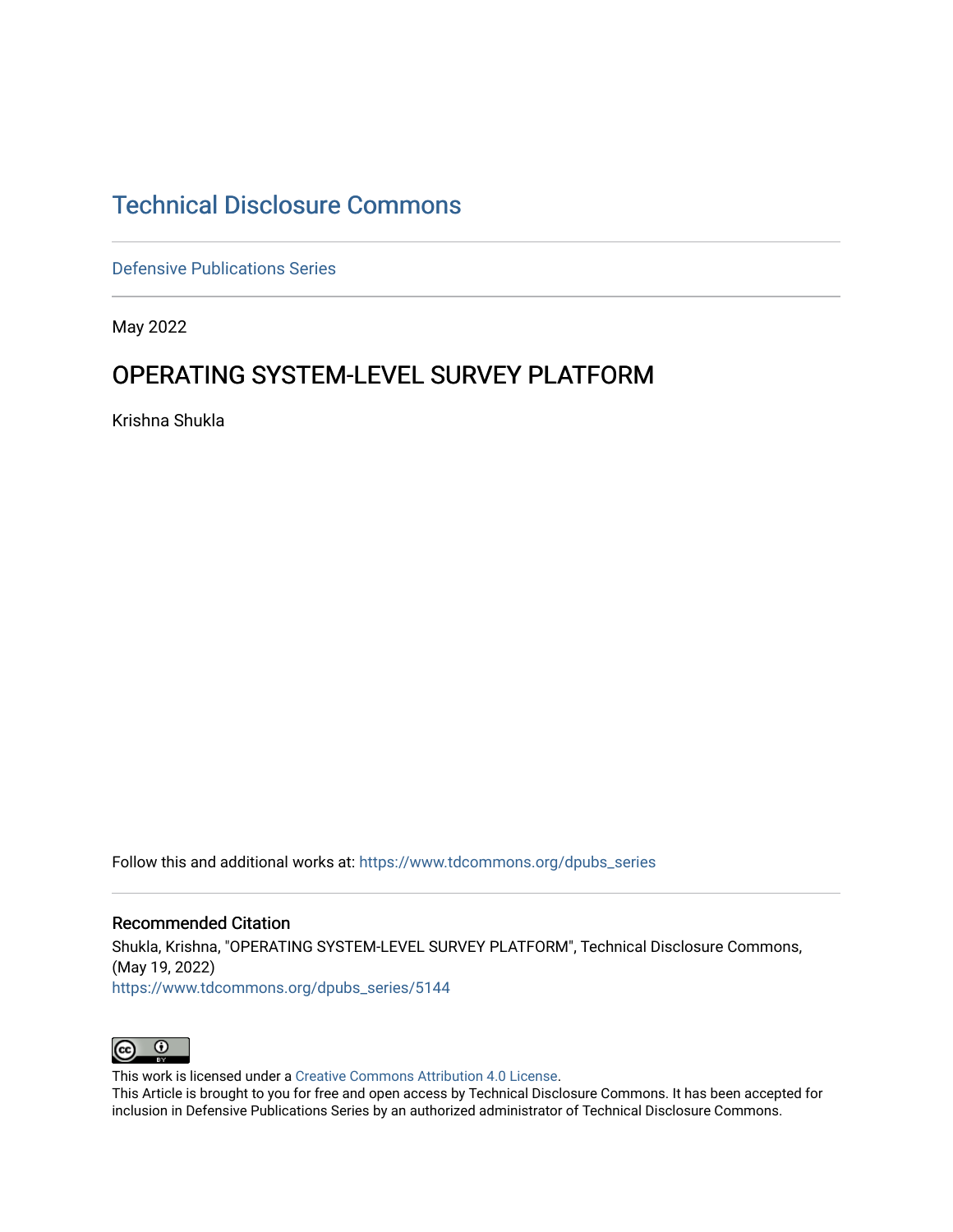# Technical Disclosure Commons

Defensive Publications Series

May 2022

## OPERATING SYSTEM-LEVEL SURVEY PLATFORM

Krishna Shukla

Follow this and additional works at: https://www.tdcommons.org/dpubs_series

### Recommended Citation

Shukla, Krishna, "OPERATING SYSTEM-LEVEL SURVEY PLATFORM", Technical Disclosure Commons, (May 19, 2022)
https://www.tdcommons.org/dpubs_series/5144

This work is licensed under a Creative Commons Attribution 4.0 License.
This Article is brought to you for free and open access by Technical Disclosure Commons. It has been accepted for inclusion in Defensive Publications Series by an authorized administrator of Technical Disclosure Commons.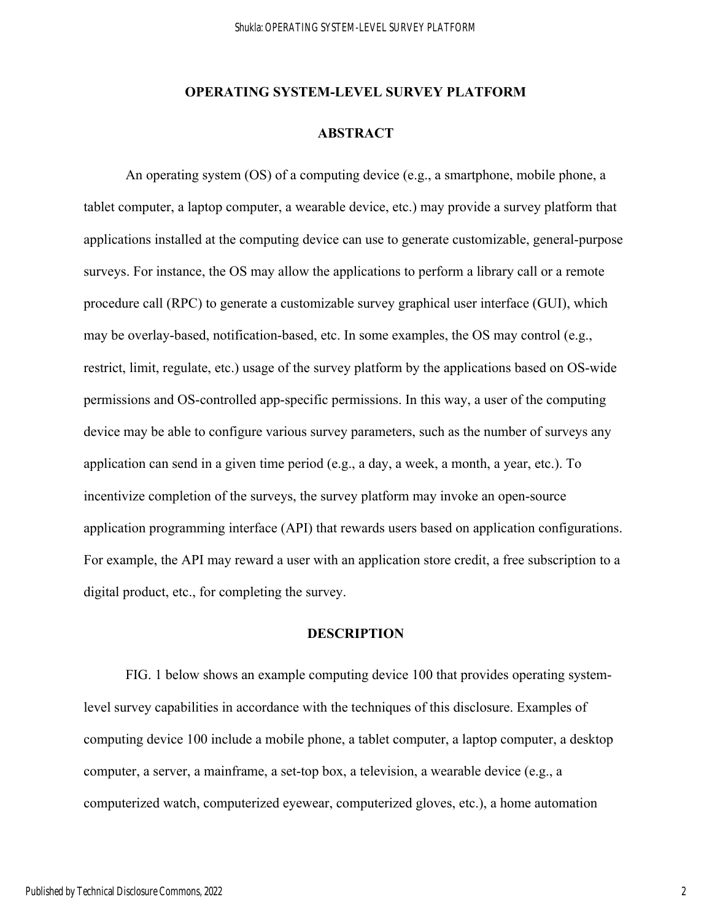# OPERATING SYSTEM-LEVEL SURVEY PLATFORM

## ABSTRACT

An operating system (OS) of a computing device (e.g., a smartphone, mobile phone, a tablet computer, a laptop computer, a wearable device, etc.) may provide a survey platform that applications installed at the computing device can use to generate customizable, general-purpose surveys. For instance, the OS may allow the applications to perform a library call or a remote procedure call (RPC) to generate a customizable survey graphical user interface (GUI), which may be overlay-based, notification-based, etc. In some examples, the OS may control (e.g., restrict, limit, regulate, etc.) usage of the survey platform by the applications based on OS-wide permissions and OS-controlled app-specific permissions. In this way, a user of the computing device may be able to configure various survey parameters, such as the number of surveys any application can send in a given time period (e.g., a day, a week, a month, a year, etc.). To incentivize completion of the surveys, the survey platform may invoke an open-source application programming interface (API) that rewards users based on application configurations. For example, the API may reward a user with an application store credit, a free subscription to a digital product, etc., for completing the survey.

## DESCRIPTION

FIG. 1 below shows an example computing device 100 that provides operating system-level survey capabilities in accordance with the techniques of this disclosure. Examples of computing device 100 include a mobile phone, a tablet computer, a laptop computer, a desktop computer, a server, a mainframe, a set-top box, a television, a wearable device (e.g., a computerized watch, computerized eyewear, computerized gloves, etc.), a home automation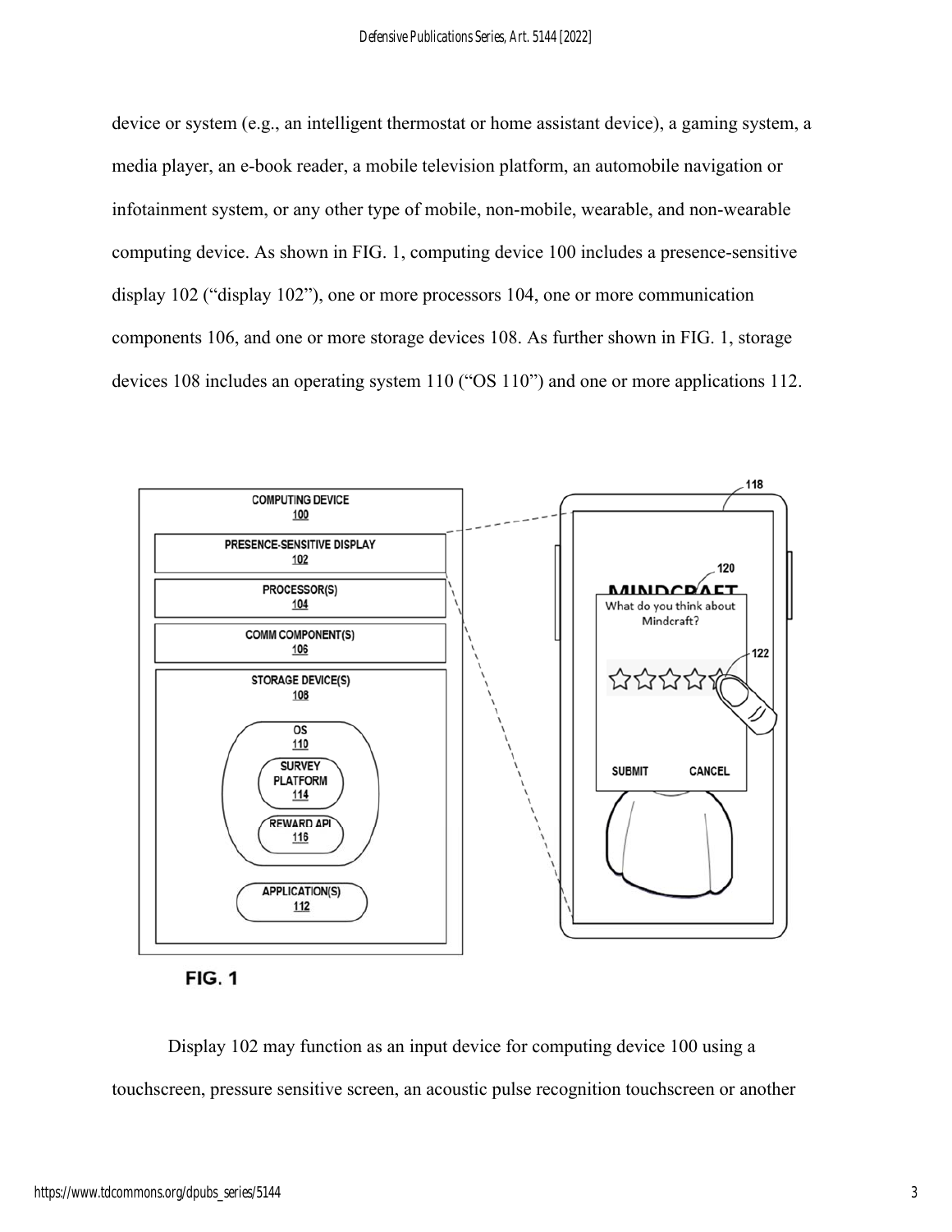device or system (e.g., an intelligent thermostat or home assistant device), a gaming system, a media player, an e-book reader, a mobile television platform, an automobile navigation or infotainment system, or any other type of mobile, non-mobile, wearable, and non-wearable computing device. As shown in FIG. 1, computing device 100 includes a presence-sensitive display 102 ("display 102"), one or more processors 104, one or more communication components 106, and one or more storage devices 108. As further shown in FIG. 1, storage devices 108 includes an operating system 110 ("OS 110") and one or more applications 112.

FIG. 1

Display 102 may function as an input device for computing device 100 using a touchscreen, pressure sensitive screen, an acoustic pulse recognition touchscreen or another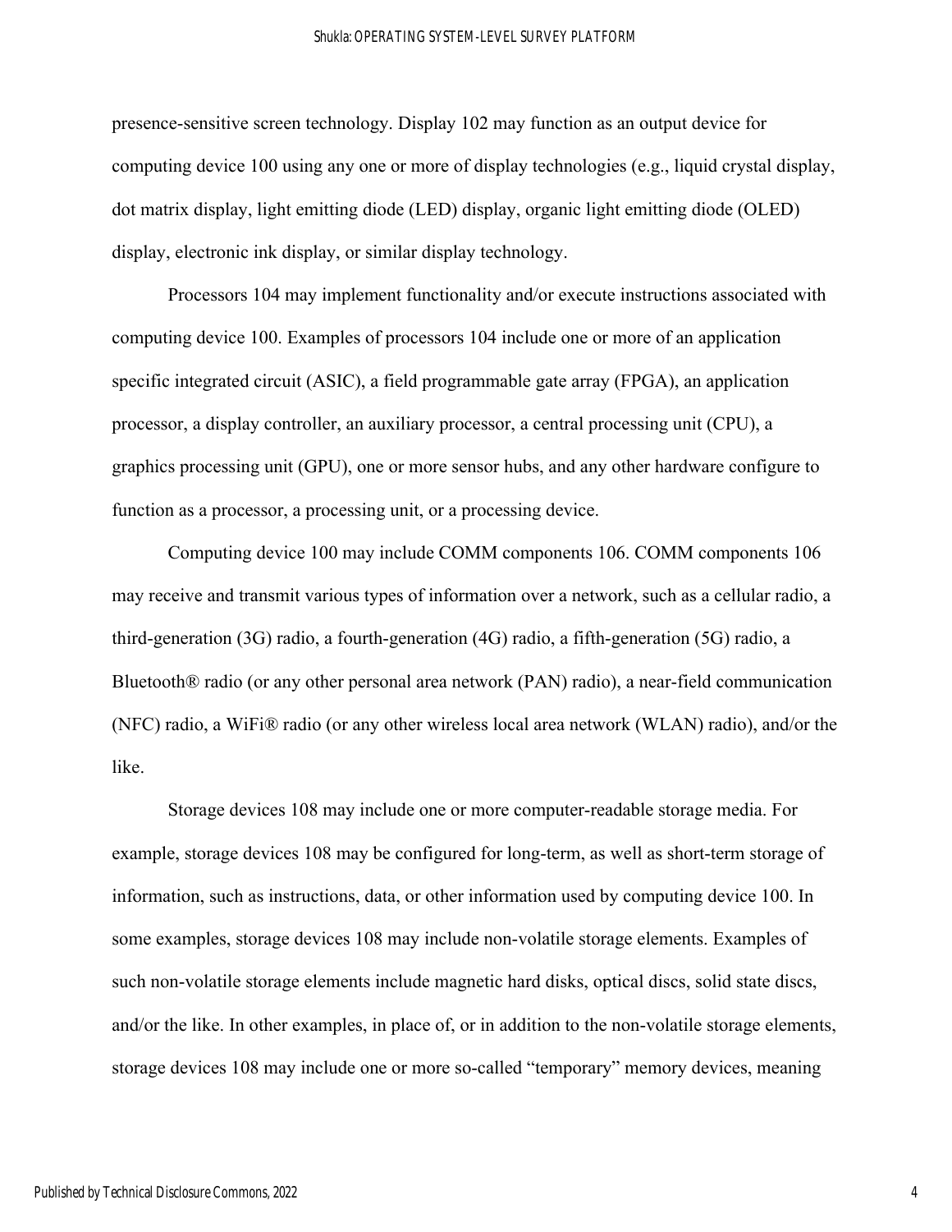presence-sensitive screen technology. Display 102 may function as an output device for computing device 100 using any one or more of display technologies (e.g., liquid crystal display, dot matrix display, light emitting diode (LED) display, organic light emitting diode (OLED) display, electronic ink display, or similar display technology.

Processors 104 may implement functionality and/or execute instructions associated with computing device 100. Examples of processors 104 include one or more of an application specific integrated circuit (ASIC), a field programmable gate array (FPGA), an application processor, a display controller, an auxiliary processor, a central processing unit (CPU), a graphics processing unit (GPU), one or more sensor hubs, and any other hardware configure to function as a processor, a processing unit, or a processing device.

Computing device 100 may include COMM components 106. COMM components 106 may receive and transmit various types of information over a network, such as a cellular radio, a third-generation (3G) radio, a fourth-generation (4G) radio, a fifth-generation (5G) radio, a Bluetooth® radio (or any other personal area network (PAN) radio), a near-field communication (NFC) radio, a WiFi® radio (or any other wireless local area network (WLAN) radio), and/or the like.

Storage devices 108 may include one or more computer-readable storage media. For example, storage devices 108 may be configured for long-term, as well as short-term storage of information, such as instructions, data, or other information used by computing device 100. In some examples, storage devices 108 may include non-volatile storage elements. Examples of such non-volatile storage elements include magnetic hard disks, optical discs, solid state discs, and/or the like. In other examples, in place of, or in addition to the non-volatile storage elements, storage devices 108 may include one or more so-called "temporary" memory devices, meaning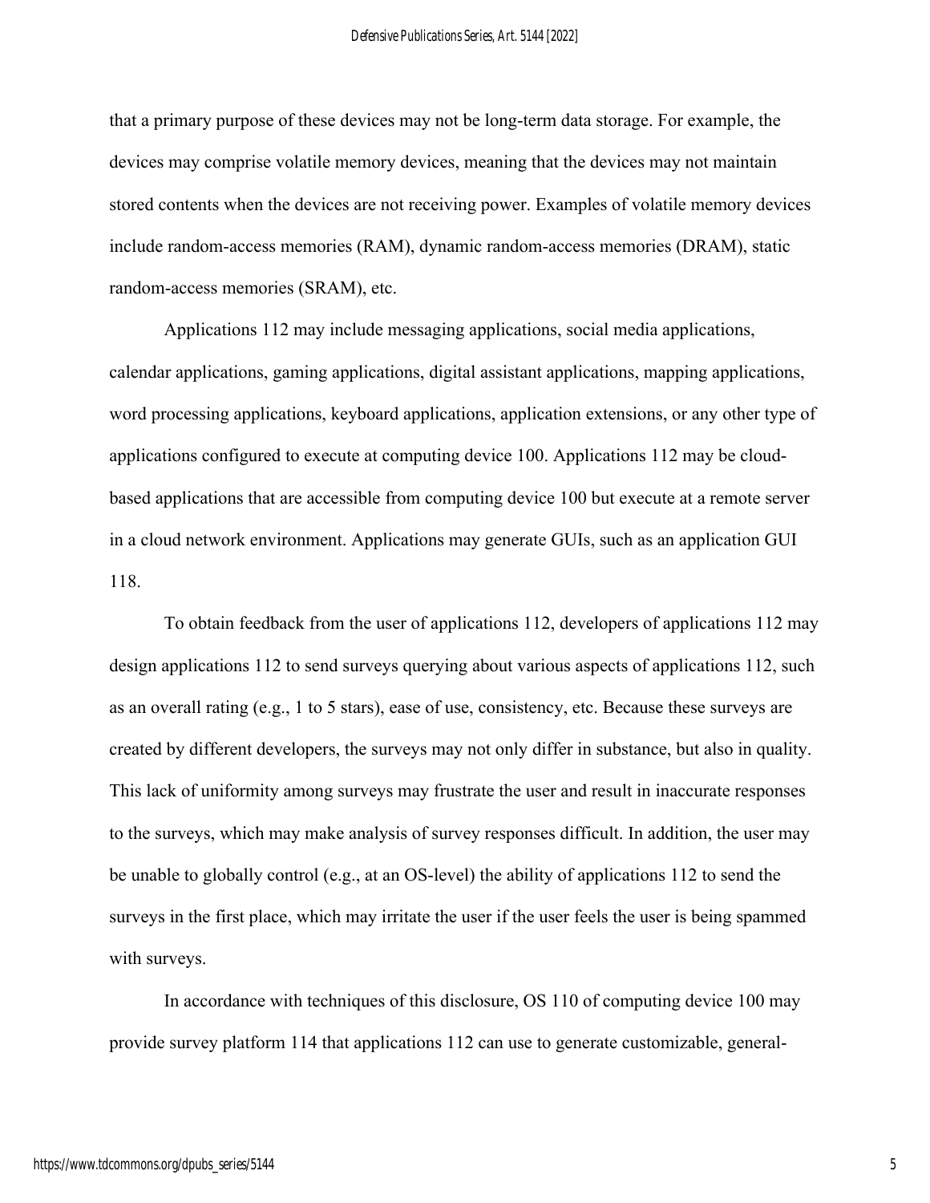that a primary purpose of these devices may not be long-term data storage. For example, the devices may comprise volatile memory devices, meaning that the devices may not maintain stored contents when the devices are not receiving power. Examples of volatile memory devices include random-access memories (RAM), dynamic random-access memories (DRAM), static random-access memories (SRAM), etc.

Applications 112 may include messaging applications, social media applications, calendar applications, gaming applications, digital assistant applications, mapping applications, word processing applications, keyboard applications, application extensions, or any other type of applications configured to execute at computing device 100. Applications 112 may be cloud-based applications that are accessible from computing device 100 but execute at a remote server in a cloud network environment. Applications may generate GUIs, such as an application GUI 118.

To obtain feedback from the user of applications 112, developers of applications 112 may design applications 112 to send surveys querying about various aspects of applications 112, such as an overall rating (e.g., 1 to 5 stars), ease of use, consistency, etc. Because these surveys are created by different developers, the surveys may not only differ in substance, but also in quality. This lack of uniformity among surveys may frustrate the user and result in inaccurate responses to the surveys, which may make analysis of survey responses difficult. In addition, the user may be unable to globally control (e.g., at an OS-level) the ability of applications 112 to send the surveys in the first place, which may irritate the user if the user feels the user is being spammed with surveys.

In accordance with techniques of this disclosure, OS 110 of computing device 100 may provide survey platform 114 that applications 112 can use to generate customizable, general-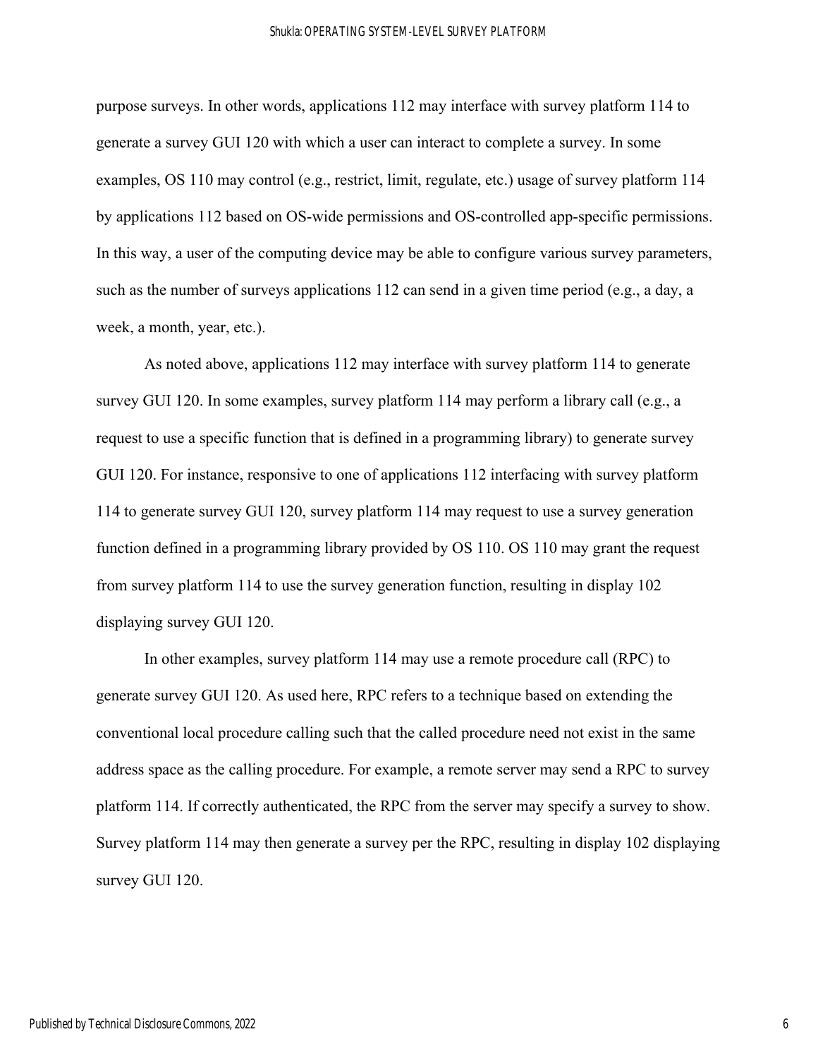purpose surveys. In other words, applications 112 may interface with survey platform 114 to generate a survey GUI 120 with which a user can interact to complete a survey. In some examples, OS 110 may control (e.g., restrict, limit, regulate, etc.) usage of survey platform 114 by applications 112 based on OS-wide permissions and OS-controlled app-specific permissions. In this way, a user of the computing device may be able to configure various survey parameters, such as the number of surveys applications 112 can send in a given time period (e.g., a day, a week, a month, year, etc.).

As noted above, applications 112 may interface with survey platform 114 to generate survey GUI 120. In some examples, survey platform 114 may perform a library call (e.g., a request to use a specific function that is defined in a programming library) to generate survey GUI 120. For instance, responsive to one of applications 112 interfacing with survey platform 114 to generate survey GUI 120, survey platform 114 may request to use a survey generation function defined in a programming library provided by OS 110. OS 110 may grant the request from survey platform 114 to use the survey generation function, resulting in display 102 displaying survey GUI 120.

In other examples, survey platform 114 may use a remote procedure call (RPC) to generate survey GUI 120. As used here, RPC refers to a technique based on extending the conventional local procedure calling such that the called procedure need not exist in the same address space as the calling procedure. For example, a remote server may send a RPC to survey platform 114. If correctly authenticated, the RPC from the server may specify a survey to show. Survey platform 114 may then generate a survey per the RPC, resulting in display 102 displaying survey GUI 120.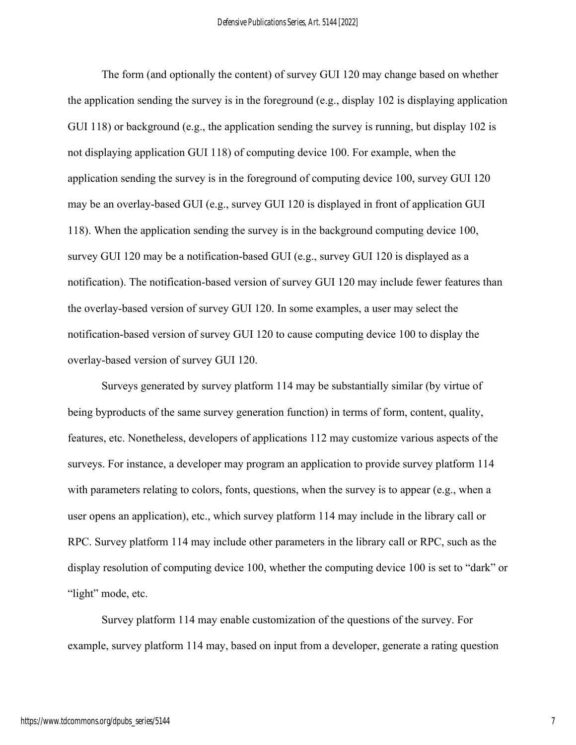The form (and optionally the content) of survey GUI 120 may change based on whether the application sending the survey is in the foreground (e.g., display 102 is displaying application GUI 118) or background (e.g., the application sending the survey is running, but display 102 is not displaying application GUI 118) of computing device 100. For example, when the application sending the survey is in the foreground of computing device 100, survey GUI 120 may be an overlay-based GUI (e.g., survey GUI 120 is displayed in front of application GUI 118). When the application sending the survey is in the background computing device 100, survey GUI 120 may be a notification-based GUI (e.g., survey GUI 120 is displayed as a notification). The notification-based version of survey GUI 120 may include fewer features than the overlay-based version of survey GUI 120. In some examples, a user may select the notification-based version of survey GUI 120 to cause computing device 100 to display the overlay-based version of survey GUI 120.

Surveys generated by survey platform 114 may be substantially similar (by virtue of being byproducts of the same survey generation function) in terms of form, content, quality, features, etc. Nonetheless, developers of applications 112 may customize various aspects of the surveys. For instance, a developer may program an application to provide survey platform 114 with parameters relating to colors, fonts, questions, when the survey is to appear (e.g., when a user opens an application), etc., which survey platform 114 may include in the library call or RPC. Survey platform 114 may include other parameters in the library call or RPC, such as the display resolution of computing device 100, whether the computing device 100 is set to "dark" or "light" mode, etc.

Survey platform 114 may enable customization of the questions of the survey. For example, survey platform 114 may, based on input from a developer, generate a rating question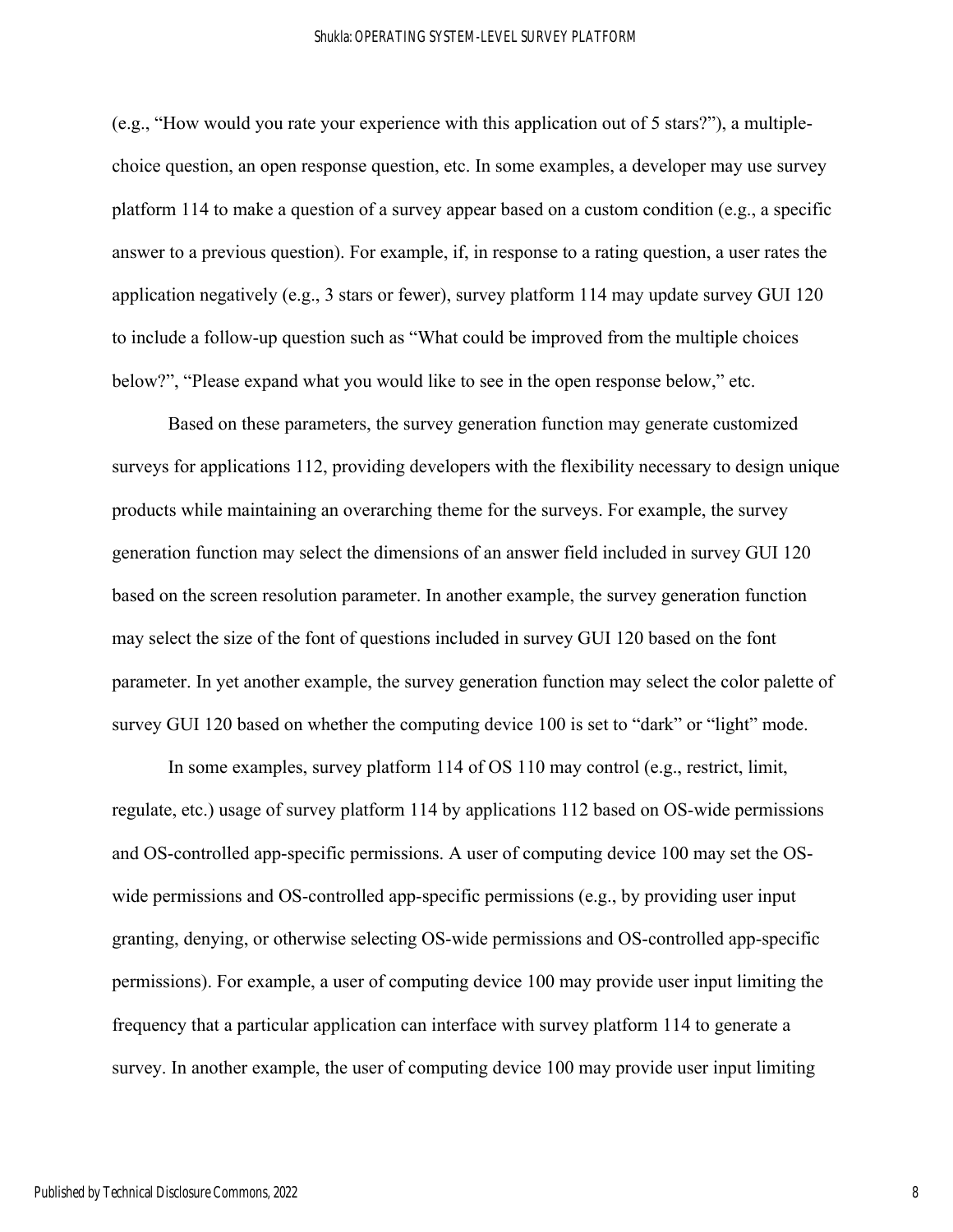(e.g., “How would you rate your experience with this application out of 5 stars?”), a multiple-choice question, an open response question, etc. In some examples, a developer may use survey platform 114 to make a question of a survey appear based on a custom condition (e.g., a specific answer to a previous question). For example, if, in response to a rating question, a user rates the application negatively (e.g., 3 stars or fewer), survey platform 114 may update survey GUI 120 to include a follow-up question such as “What could be improved from the multiple choices below?”, “Please expand what you would like to see in the open response below,” etc.

Based on these parameters, the survey generation function may generate customized surveys for applications 112, providing developers with the flexibility necessary to design unique products while maintaining an overarching theme for the surveys. For example, the survey generation function may select the dimensions of an answer field included in survey GUI 120 based on the screen resolution parameter. In another example, the survey generation function may select the size of the font of questions included in survey GUI 120 based on the font parameter. In yet another example, the survey generation function may select the color palette of survey GUI 120 based on whether the computing device 100 is set to “dark” or “light” mode.

In some examples, survey platform 114 of OS 110 may control (e.g., restrict, limit, regulate, etc.) usage of survey platform 114 by applications 112 based on OS-wide permissions and OS-controlled app-specific permissions. A user of computing device 100 may set the OS-wide permissions and OS-controlled app-specific permissions (e.g., by providing user input granting, denying, or otherwise selecting OS-wide permissions and OS-controlled app-specific permissions). For example, a user of computing device 100 may provide user input limiting the frequency that a particular application can interface with survey platform 114 to generate a survey. In another example, the user of computing device 100 may provide user input limiting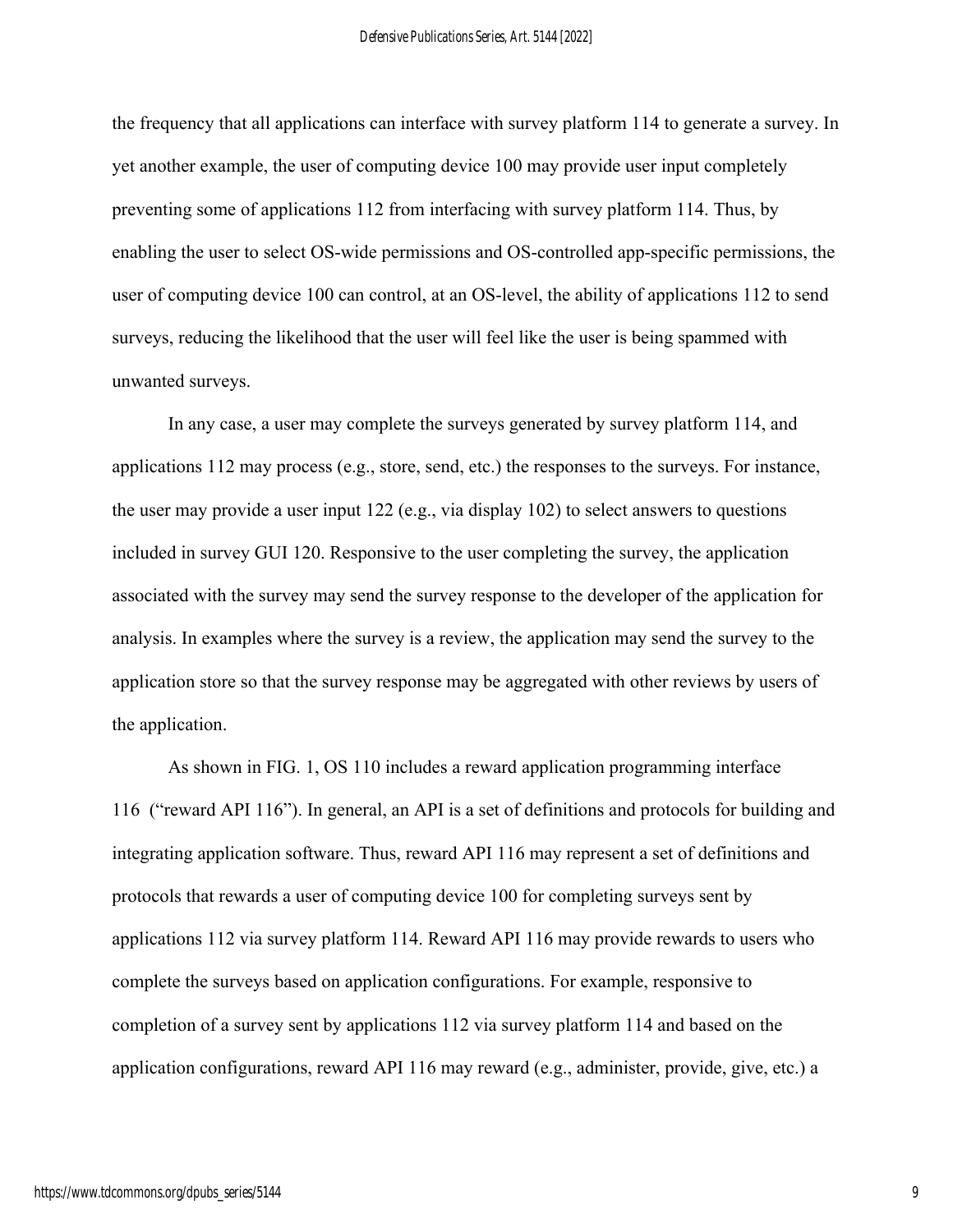the frequency that all applications can interface with survey platform 114 to generate a survey. In yet another example, the user of computing device 100 may provide user input completely preventing some of applications 112 from interfacing with survey platform 114. Thus, by enabling the user to select OS-wide permissions and OS-controlled app-specific permissions, the user of computing device 100 can control, at an OS-level, the ability of applications 112 to send surveys, reducing the likelihood that the user will feel like the user is being spammed with unwanted surveys.

In any case, a user may complete the surveys generated by survey platform 114, and applications 112 may process (e.g., store, send, etc.) the responses to the surveys. For instance, the user may provide a user input 122 (e.g., via display 102) to select answers to questions included in survey GUI 120. Responsive to the user completing the survey, the application associated with the survey may send the survey response to the developer of the application for analysis. In examples where the survey is a review, the application may send the survey to the application store so that the survey response may be aggregated with other reviews by users of the application.

As shown in FIG. 1, OS 110 includes a reward application programming interface 116 ("reward API 116"). In general, an API is a set of definitions and protocols for building and integrating application software. Thus, reward API 116 may represent a set of definitions and protocols that rewards a user of computing device 100 for completing surveys sent by applications 112 via survey platform 114. Reward API 116 may provide rewards to users who complete the surveys based on application configurations. For example, responsive to completion of a survey sent by applications 112 via survey platform 114 and based on the application configurations, reward API 116 may reward (e.g., administer, provide, give, etc.) a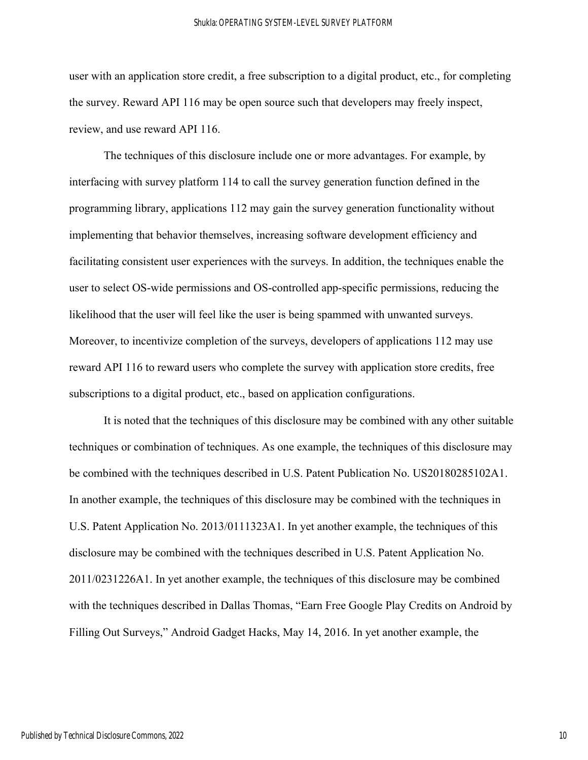user with an application store credit, a free subscription to a digital product, etc., for completing the survey. Reward API 116 may be open source such that developers may freely inspect, review, and use reward API 116.

The techniques of this disclosure include one or more advantages. For example, by interfacing with survey platform 114 to call the survey generation function defined in the programming library, applications 112 may gain the survey generation functionality without implementing that behavior themselves, increasing software development efficiency and facilitating consistent user experiences with the surveys. In addition, the techniques enable the user to select OS-wide permissions and OS-controlled app-specific permissions, reducing the likelihood that the user will feel like the user is being spammed with unwanted surveys. Moreover, to incentivize completion of the surveys, developers of applications 112 may use reward API 116 to reward users who complete the survey with application store credits, free subscriptions to a digital product, etc., based on application configurations.

It is noted that the techniques of this disclosure may be combined with any other suitable techniques or combination of techniques. As one example, the techniques of this disclosure may be combined with the techniques described in U.S. Patent Publication No. US20180285102A1. In another example, the techniques of this disclosure may be combined with the techniques in U.S. Patent Application No. 2013/0111323A1. In yet another example, the techniques of this disclosure may be combined with the techniques described in U.S. Patent Application No. 2011/0231226A1. In yet another example, the techniques of this disclosure may be combined with the techniques described in Dallas Thomas, "Earn Free Google Play Credits on Android by Filling Out Surveys," Android Gadget Hacks, May 14, 2016. In yet another example, the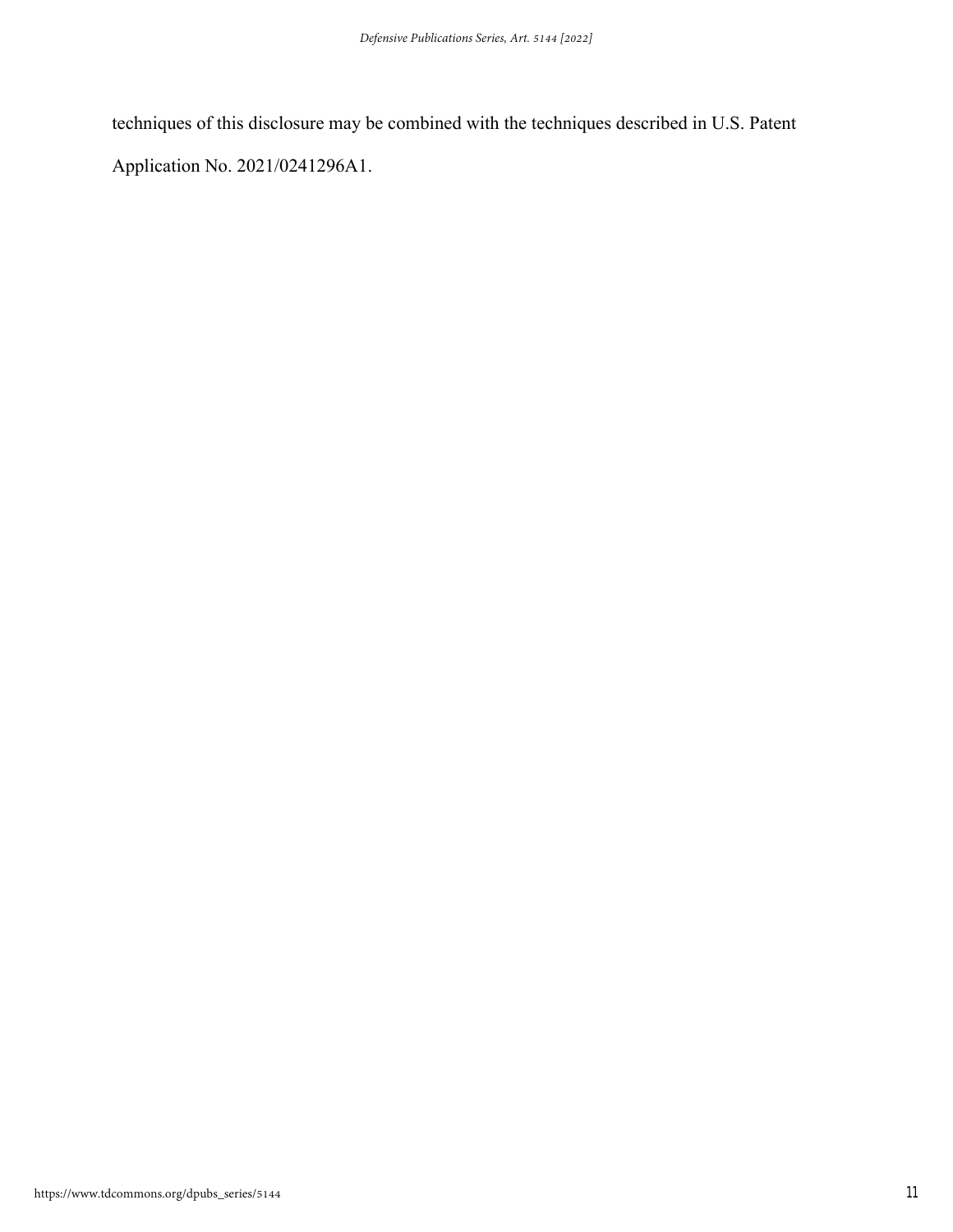techniques of this disclosure may be combined with the techniques described in U.S. Patent Application No. 2021/0241296A1.